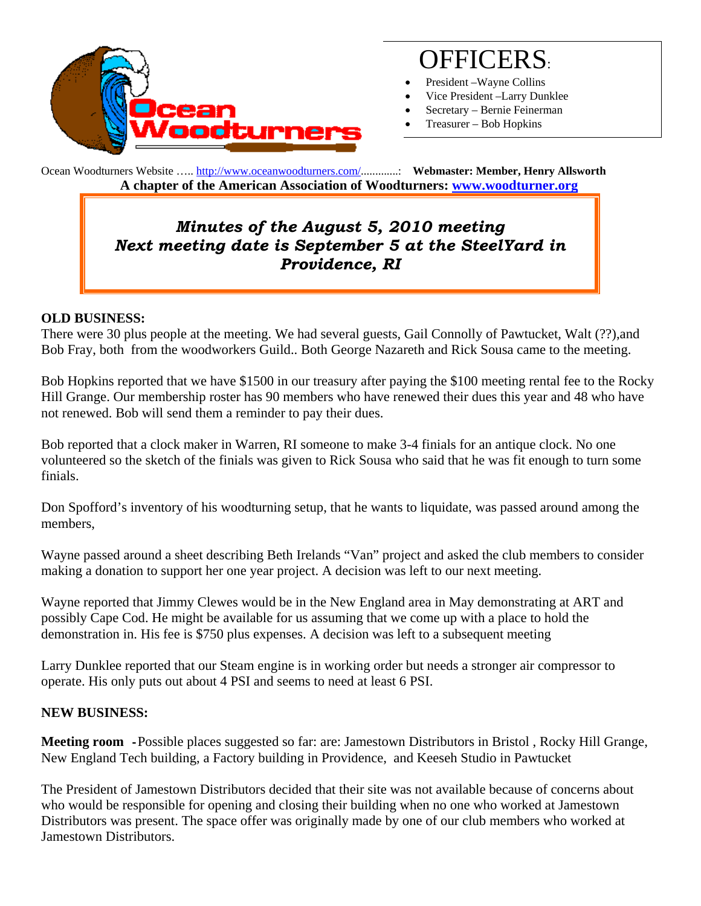# OFFICERS:

- President –Wayne Collins
- Vice President –Larry Dunklee
- Secretary – Bernie Feinerman
- Treasurer – Bob Hopkins

Ocean Woodturners Website ….. http://www.oceanwoodturners.com/.............: **Webmaster: Member, Henry Allsworth**

**A chapter of the American Association of Woodturners: www.woodturner.org**

***Minutes of the August 5, 2010 meeting***
***Next meeting date is September 5 at the SteelYard in Providence, RI***

**OLD BUSINESS:**

There were 30 plus people at the meeting. We had several guests, Gail Connolly of Pawtucket, Walt (??),and Bob Fray, both from the woodworkers Guild.. Both George Nazareth and Rick Sousa came to the meeting.

Bob Hopkins reported that we have $1500 in our treasury after paying the $100 meeting rental fee to the Rocky Hill Grange. Our membership roster has 90 members who have renewed their dues this year and 48 who have not renewed. Bob will send them a reminder to pay their dues.

Bob reported that a clock maker in Warren, RI someone to make 3-4 finials for an antique clock. No one volunteered so the sketch of the finials was given to Rick Sousa who said that he was fit enough to turn some finials.

Don Spofford's inventory of his woodturning setup, that he wants to liquidate, was passed around among the members,

Wayne passed around a sheet describing Beth Irelands "Van" project and asked the club members to consider making a donation to support her one year project. A decision was left to our next meeting.

Wayne reported that Jimmy Clewes would be in the New England area in May demonstrating at ART and possibly Cape Cod. He might be available for us assuming that we come up with a place to hold the demonstration in. His fee is $750 plus expenses. A decision was left to a subsequent meeting

Larry Dunklee reported that our Steam engine is in working order but needs a stronger air compressor to operate. His only puts out about 4 PSI and seems to need at least 6 PSI.

**NEW BUSINESS:**

**Meeting room -**Possible places suggested so far: are: Jamestown Distributors in Bristol , Rocky Hill Grange, New England Tech building, a Factory building in Providence, and Keeseh Studio in Pawtucket

The President of Jamestown Distributors decided that their site was not available because of concerns about who would be responsible for opening and closing their building when no one who worked at Jamestown Distributors was present. The space offer was originally made by one of our club members who worked at Jamestown Distributors.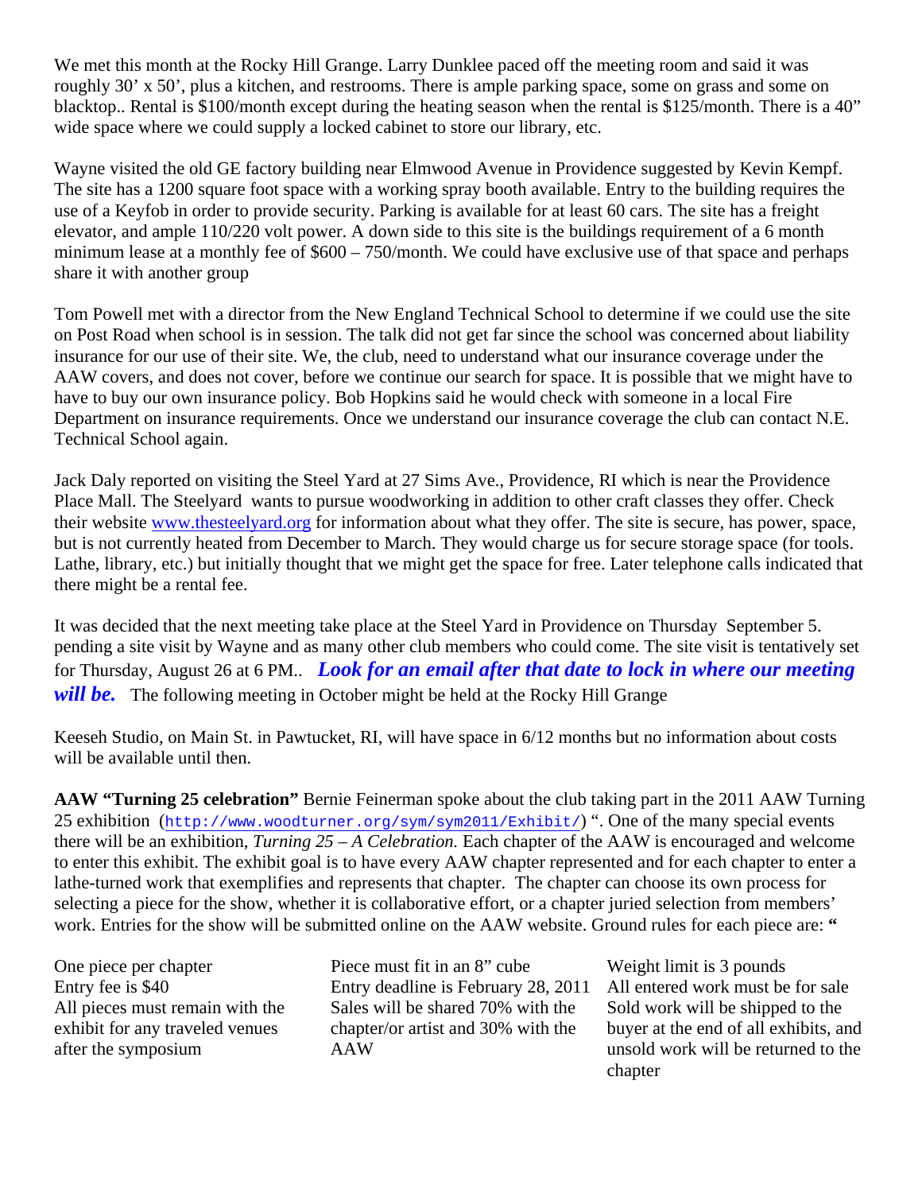We met this month at the Rocky Hill Grange. Larry Dunklee paced off the meeting room and said it was roughly 30' x 50', plus a kitchen, and restrooms. There is ample parking space, some on grass and some on blacktop.. Rental is $100/month except during the heating season when the rental is $125/month. There is a 40" wide space where we could supply a locked cabinet to store our library, etc.

Wayne visited the old GE factory building near Elmwood Avenue in Providence suggested by Kevin Kempf. The site has a 1200 square foot space with a working spray booth available. Entry to the building requires the use of a Keyfob in order to provide security. Parking is available for at least 60 cars. The site has a freight elevator, and ample 110/220 volt power. A down side to this site is the buildings requirement of a 6 month minimum lease at a monthly fee of $600 – 750/month. We could have exclusive use of that space and perhaps share it with another group

Tom Powell met with a director from the New England Technical School to determine if we could use the site on Post Road when school is in session. The talk did not get far since the school was concerned about liability insurance for our use of their site. We, the club, need to understand what our insurance coverage under the AAW covers, and does not cover, before we continue our search for space. It is possible that we might have to have to buy our own insurance policy. Bob Hopkins said he would check with someone in a local Fire Department on insurance requirements. Once we understand our insurance coverage the club can contact N.E. Technical School again.

Jack Daly reported on visiting the Steel Yard at 27 Sims Ave., Providence, RI which is near the Providence Place Mall. The Steelyard wants to pursue woodworking in addition to other craft classes they offer. Check their website www.thesteelyard.org for information about what they offer. The site is secure, has power, space, but is not currently heated from December to March. They would charge us for secure storage space (for tools. Lathe, library, etc.) but initially thought that we might get the space for free. Later telephone calls indicated that there might be a rental fee.

It was decided that the next meeting take place at the Steel Yard in Providence on Thursday September 5. pending a site visit by Wayne and as many other club members who could come. The site visit is tentatively set for Thursday, August 26 at 6 PM.. ***Look for an email after that date to lock in where our meeting will be.*** The following meeting in October might be held at the Rocky Hill Grange

Keeseh Studio, on Main St. in Pawtucket, RI, will have space in 6/12 months but no information about costs will be available until then.

**AAW "Turning 25 celebration"** Bernie Feinerman spoke about the club taking part in the 2011 AAW Turning 25 exhibition (http://www.woodturner.org/sym/sym2011/Exhibit/) ". One of the many special events there will be an exhibition, *Turning 25 – A Celebration.* Each chapter of the AAW is encouraged and welcome to enter this exhibit. The exhibit goal is to have every AAW chapter represented and for each chapter to enter a lathe-turned work that exemplifies and represents that chapter. The chapter can choose its own process for selecting a piece for the show, whether it is collaborative effort, or a chapter juried selection from members' work. Entries for the show will be submitted online on the AAW website. Ground rules for each piece are: **"**

One piece per chapter
Entry fee is $40
All pieces must remain with the exhibit for any traveled venues after the symposium

Piece must fit in an 8" cube
Entry deadline is February 28, 2011
Sales will be shared 70% with the chapter/or artist and 30% with the AAW

Weight limit is 3 pounds
All entered work must be for sale
Sold work will be shipped to the buyer at the end of all exhibits, and unsold work will be returned to the chapter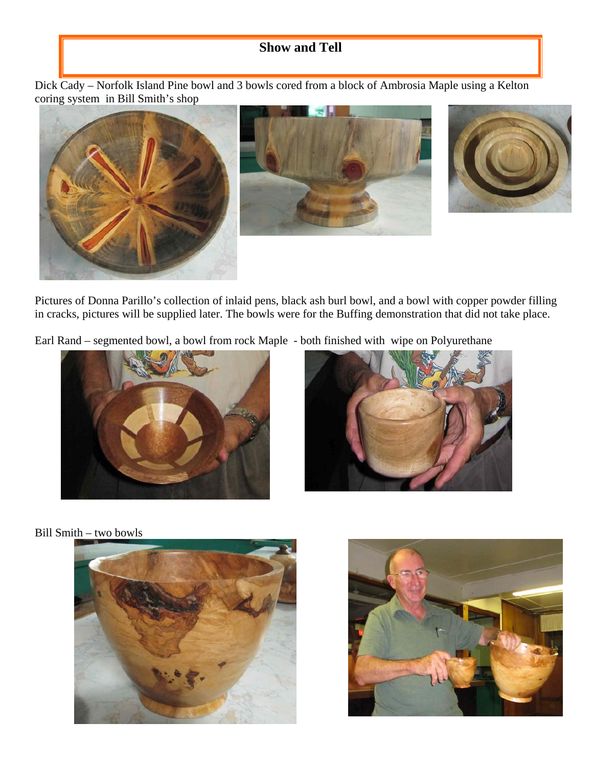## Show and Tell

Dick Cady – Norfolk Island Pine bowl and 3 bowls cored from a block of Ambrosia Maple using a Kelton coring system in Bill Smith's shop

Pictures of Donna Parillo's collection of inlaid pens, black ash burl bowl, and a bowl with copper powder filling in cracks, pictures will be supplied later. The bowls were for the Buffing demonstration that did not take place.

Earl Rand – segmented bowl, a bowl from rock Maple - both finished with wipe on Polyurethane

Bill Smith – two bowls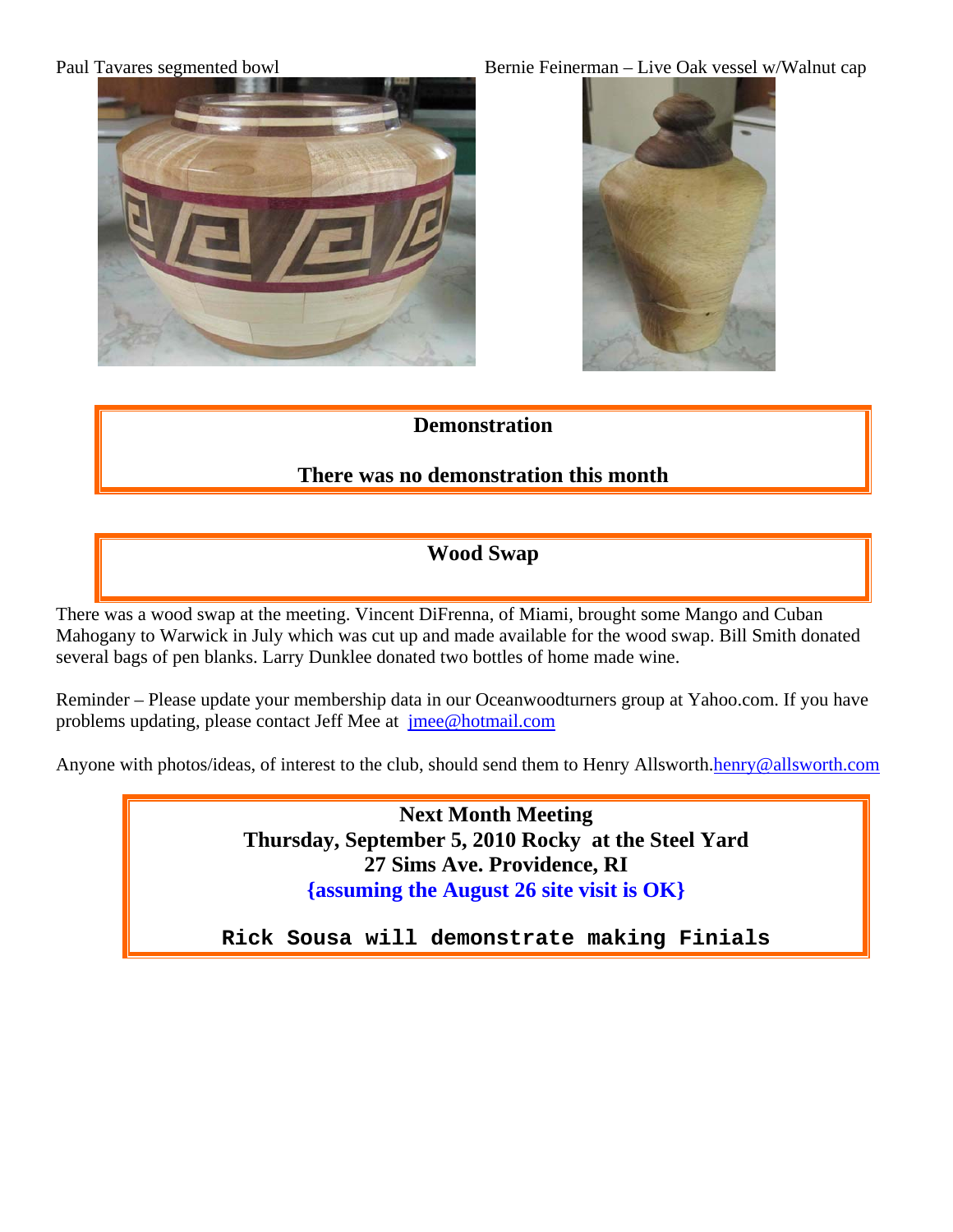Paul Tavares segmented bowl

Bernie Feinerman – Live Oak vessel w/Walnut cap

**Demonstration**

**There was no demonstration this month**

**Wood Swap**

There was a wood swap at the meeting. Vincent DiFrenna, of Miami, brought some Mango and Cuban Mahogany to Warwick in July which was cut up and made available for the wood swap. Bill Smith donated several bags of pen blanks. Larry Dunklee donated two bottles of home made wine.

Reminder – Please update your membership data in our Oceanwoodturners group at Yahoo.com. If you have problems updating, please contact Jeff Mee at jmee@hotmail.com

Anyone with photos/ideas, of interest to the club, should send them to Henry Allsworth.henry@allsworth.com

**Next Month Meeting**
**Thursday, September 5, 2010 Rocky at the Steel Yard**
**27 Sims Ave. Providence, RI**
**{assuming the August 26 site visit is OK}**

**Rick Sousa will demonstrate making Finials**